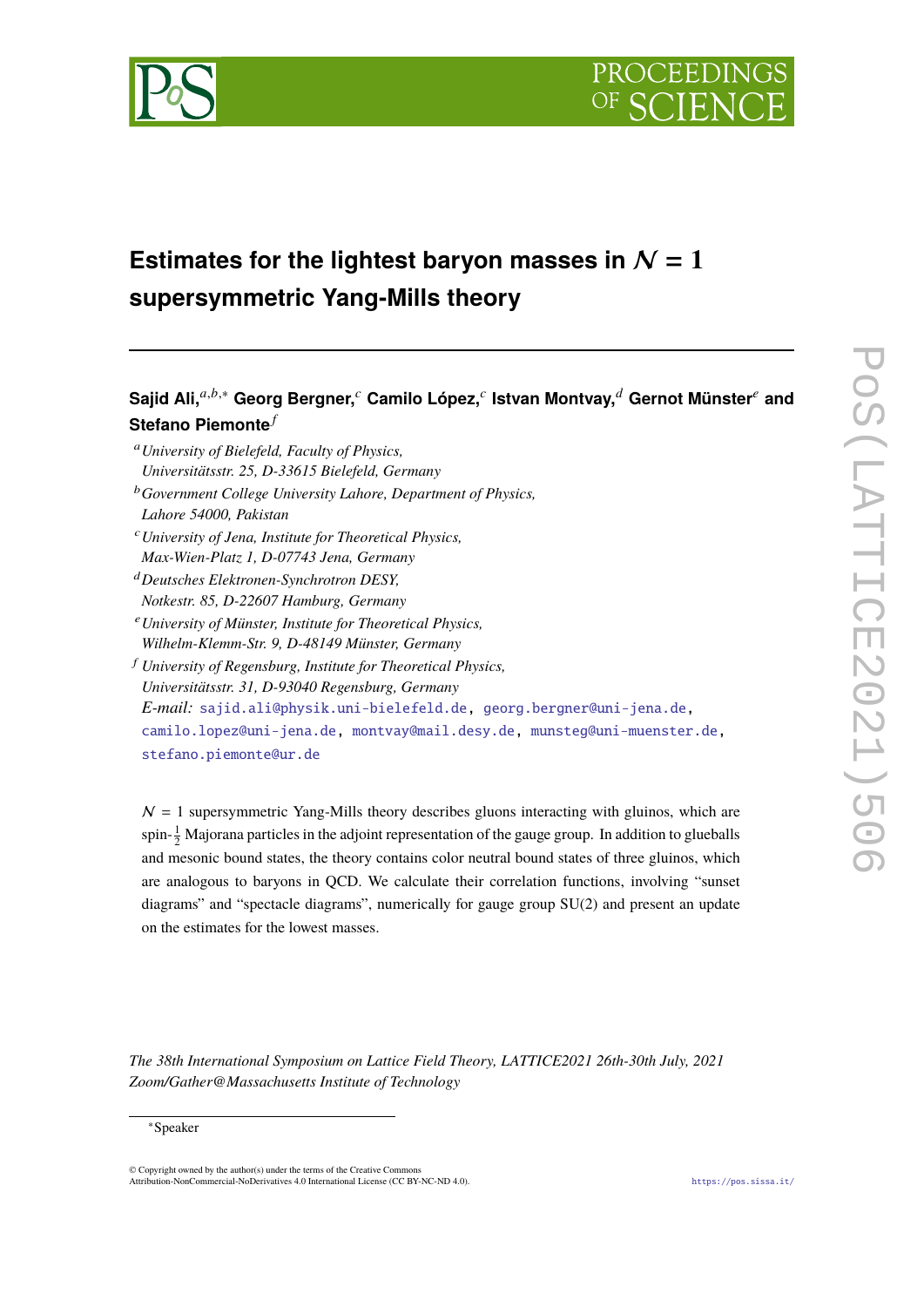# Estimates for the lightest baryon masses in $\mathcal{N} = 1$ supersymmetric Yang-Mills theory

**Sajid Ali,**[a,b,*] **Georg Bergner,**[c] **Camilo López,**[c] **Istvan Montvay,**[d] **Gernot Münster**[e] **and Stefano Piemonte**[f]

[a] *University of Bielefeld, Faculty of Physics, Universitätsstr. 25, D-33615 Bielefeld, Germany*

[b] *Government College University Lahore, Department of Physics, Lahore 54000, Pakistan*

[c] *University of Jena, Institute for Theoretical Physics, Max-Wien-Platz 1, D-07743 Jena, Germany*

[d] *Deutsches Elektronen-Synchrotron DESY, Notkestr. 85, D-22607 Hamburg, Germany*

[e] *University of Münster, Institute for Theoretical Physics, Wilhelm-Klemm-Str. 9, D-48149 Münster, Germany*

[f] *University of Regensburg, Institute for Theoretical Physics, Universitätsstr. 31, D-93040 Regensburg, Germany*

*E-mail:* sajid.ali@physik.uni-bielefeld.de, georg.bergner@uni-jena.de, camilo.lopez@uni-jena.de, montvay@mail.desy.de, munsteg@uni-muenster.de, stefano.piemonte@ur.de

$\mathcal{N} = 1$ supersymmetric Yang-Mills theory describes gluons interacting with gluinos, which are spin-$\frac{1}{2}$ Majorana particles in the adjoint representation of the gauge group. In addition to glueballs and mesonic bound states, the theory contains color neutral bound states of three gluinos, which are analogous to baryons in QCD. We calculate their correlation functions, involving "sunset diagrams" and "spectacle diagrams", numerically for gauge group SU(2) and present an update on the estimates for the lowest masses.

*The 38th International Symposium on Lattice Field Theory, LATTICE2021 26th-30th July, 2021 Zoom/Gather@Massachusetts Institute of Technology*

*Speaker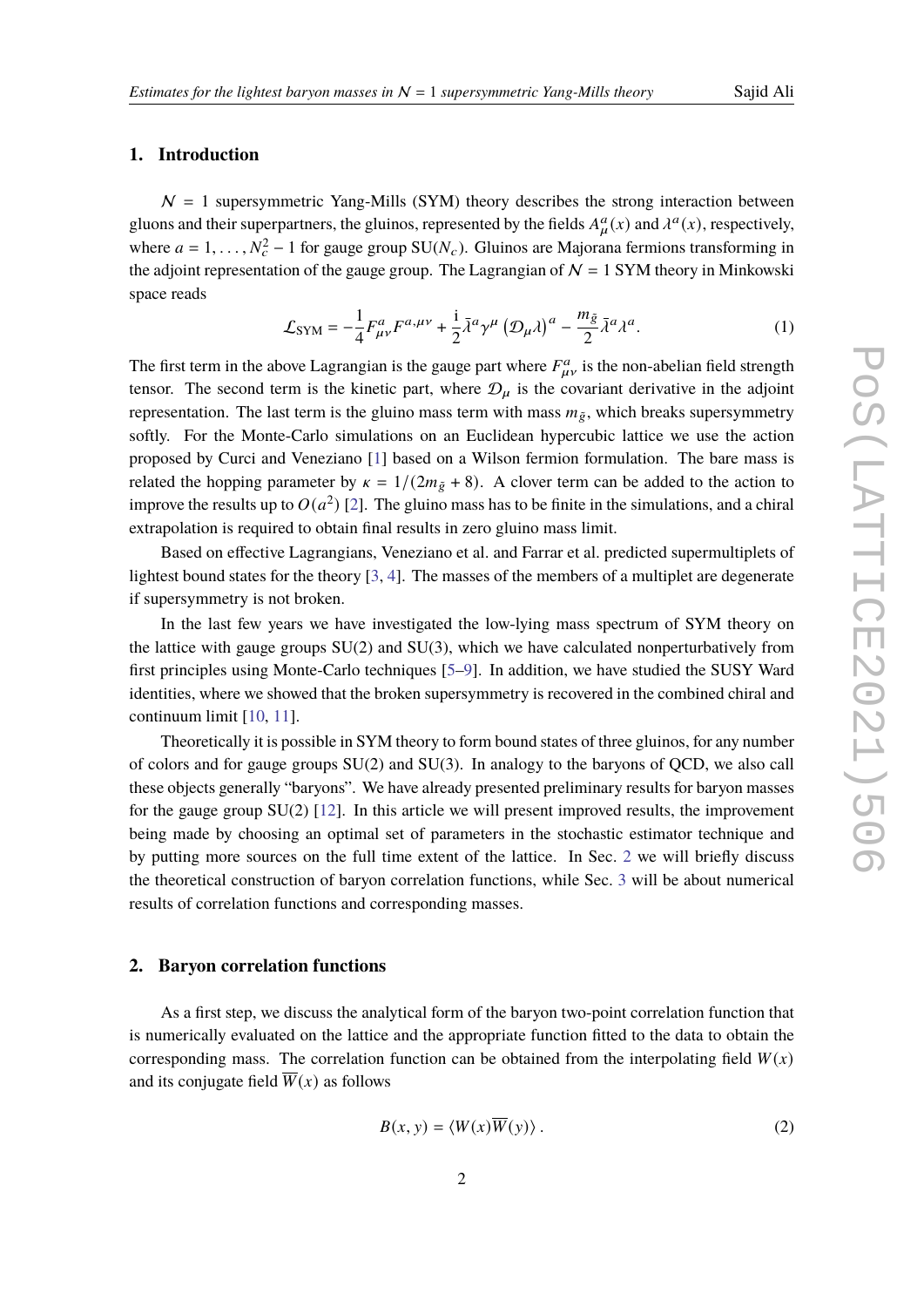## 1. Introduction

$\mathcal{N} = 1$ supersymmetric Yang-Mills (SYM) theory describes the strong interaction between gluons and their superpartners, the gluinos, represented by the fields $A^a_\mu(x)$ and $\lambda^a(x)$, respectively, where $a = 1, \ldots, N_c^2 - 1$ for gauge group SU($N_c$). Gluinos are Majorana fermions transforming in the adjoint representation of the gauge group. The Lagrangian of $\mathcal{N} = 1$ SYM theory in Minkowski space reads

$$\mathcal{L}_{\text{SYM}} = -\frac{1}{4} F^a_{\mu\nu} F^{a,\mu\nu} + \frac{\mathrm{i}}{2} \bar{\lambda}^a \gamma^\mu \left(\mathcal{D}_\mu \lambda\right)^a - \frac{m_{\tilde{g}}}{2} \bar{\lambda}^a \lambda^a . \tag{1}$$

The first term in the above Lagrangian is the gauge part where $F^a_{\mu\nu}$ is the non-abelian field strength tensor. The second term is the kinetic part, where $\mathcal{D}_\mu$ is the covariant derivative in the adjoint representation. The last term is the gluino mass term with mass $m_{\tilde{g}}$, which breaks supersymmetry softly. For the Monte-Carlo simulations on an Euclidean hypercubic lattice we use the action proposed by Curci and Veneziano [1] based on a Wilson fermion formulation. The bare mass is related the hopping parameter by $\kappa = 1/(2m_{\tilde{g}} + 8)$. A clover term can be added to the action to improve the results up to $O(a^2)$ [2]. The gluino mass has to be finite in the simulations, and a chiral extrapolation is required to obtain final results in zero gluino mass limit.

Based on effective Lagrangians, Veneziano et al. and Farrar et al. predicted supermultiplets of lightest bound states for the theory [3, 4]. The masses of the members of a multiplet are degenerate if supersymmetry is not broken.

In the last few years we have investigated the low-lying mass spectrum of SYM theory on the lattice with gauge groups SU(2) and SU(3), which we have calculated nonperturbatively from first principles using Monte-Carlo techniques [5–9]. In addition, we have studied the SUSY Ward identities, where we showed that the broken supersymmetry is recovered in the combined chiral and continuum limit [10, 11].

Theoretically it is possible in SYM theory to form bound states of three gluinos, for any number of colors and for gauge groups SU(2) and SU(3). In analogy to the baryons of QCD, we also call these objects generally "baryons". We have already presented preliminary results for baryon masses for the gauge group SU(2) [12]. In this article we will present improved results, the improvement being made by choosing an optimal set of parameters in the stochastic estimator technique and by putting more sources on the full time extent of the lattice. In Sec. 2 we will briefly discuss the theoretical construction of baryon correlation functions, while Sec. 3 will be about numerical results of correlation functions and corresponding masses.

## 2. Baryon correlation functions

As a first step, we discuss the analytical form of the baryon two-point correlation function that is numerically evaluated on the lattice and the appropriate function fitted to the data to obtain the corresponding mass. The correlation function can be obtained from the interpolating field $W(x)$ and its conjugate field $\overline{W}(x)$ as follows

$$B(x, y) = \langle W(x)\overline{W}(y)\rangle . \tag{2}$$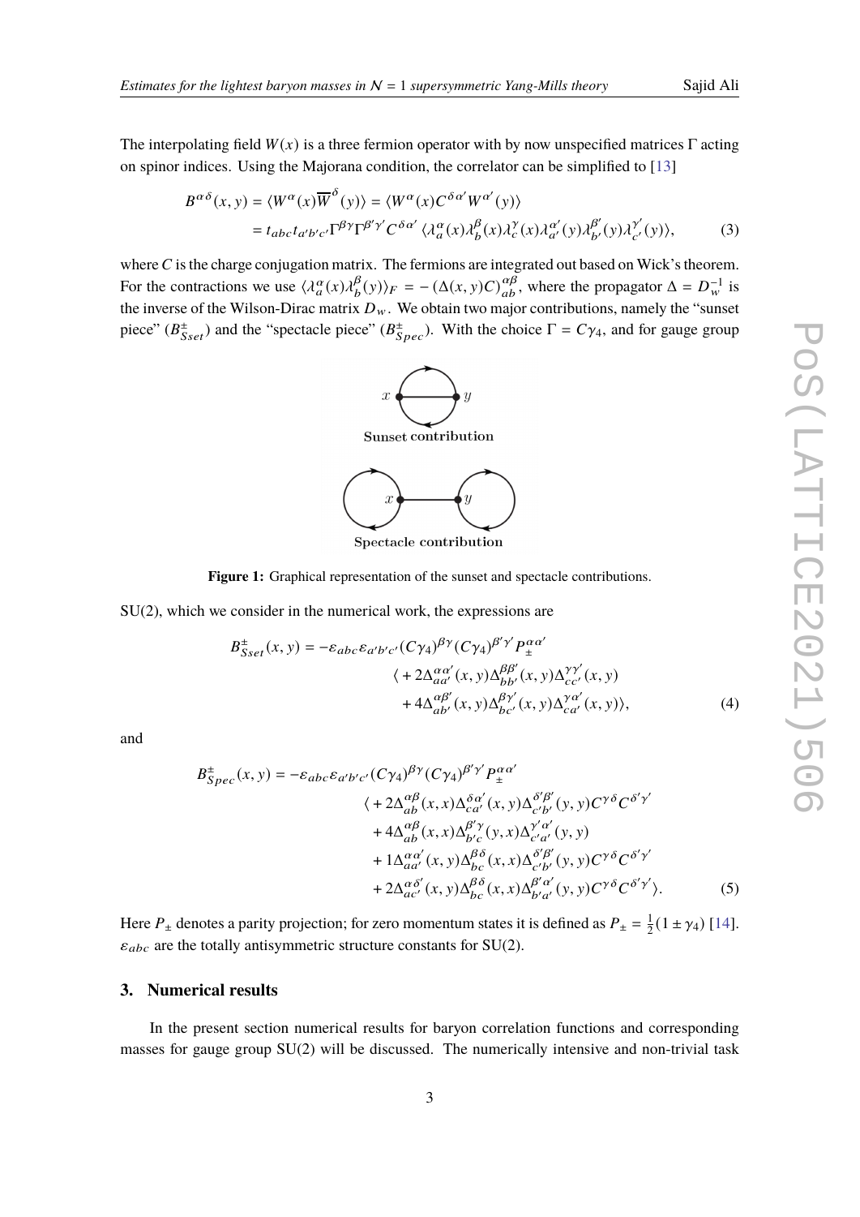The interpolating field $W(x)$ is a three fermion operator with by now unspecified matrices $\Gamma$ acting on spinor indices. Using the Majorana condition, the correlator can be simplified to [13]

$$
\begin{aligned}
B^{\alpha\delta}(x,y) &= \langle W^{\alpha}(x)\overline{W}^{\delta}(y)\rangle = \langle W^{\alpha}(x)C^{\delta\alpha'}W^{\alpha'}(y)\rangle \\
&= t_{abc}t_{a'b'c'}\Gamma^{\beta\gamma}\Gamma^{\beta'\gamma'}C^{\delta\alpha'}\,\langle\lambda_a^{\alpha}(x)\lambda_b^{\beta}(x)\lambda_c^{\gamma}(x)\lambda_{a'}^{\alpha'}(y)\lambda_{b'}^{\beta'}(y)\lambda_{c'}^{\gamma'}(y)\rangle,
\end{aligned} \tag{3}
$$

where $C$ is the charge conjugation matrix. The fermions are integrated out based on Wick's theorem. For the contractions we use $\langle\lambda_a^{\alpha}(x)\lambda_b^{\beta}(y)\rangle_F = -(\Delta(x,y)C)_{ab}^{\alpha\beta}$, where the propagator $\Delta = D_w^{-1}$ is the inverse of the Wilson-Dirac matrix $D_w$. We obtain two major contributions, namely the "sunset piece" ($B^{\pm}_{Sset}$) and the "spectacle piece" ($B^{\pm}_{Spec}$). With the choice $\Gamma = C\gamma_4$, and for gauge group

**Figure 1:** Graphical representation of the sunset and spectacle contributions.

SU(2), which we consider in the numerical work, the expressions are

$$
\begin{aligned}
B^{\pm}_{Sset}(x,y) = -\varepsilon_{abc}\varepsilon_{a'b'c'}(C\gamma_4)^{\beta\gamma}(C\gamma_4)^{\beta'\gamma'}P_{\pm}^{\alpha\alpha'} \\
\langle +2\Delta_{aa'}^{\alpha\alpha'}(x,y)\Delta_{bb'}^{\beta\beta'}(x,y)\Delta_{cc'}^{\gamma\gamma'}(x,y) \\
+4\Delta_{ab'}^{\alpha\beta'}(x,y)\Delta_{bc'}^{\beta\gamma'}(x,y)\Delta_{ca'}^{\gamma\alpha'}(x,y)\rangle,
\end{aligned} \tag{4}
$$

and

$$
\begin{aligned}
B^{\pm}_{Spec}(x,y) = -\varepsilon_{abc}\varepsilon_{a'b'c'}(C\gamma_4)^{\beta\gamma}(C\gamma_4)^{\beta'\gamma'}P_{\pm}^{\alpha\alpha'} \\
\langle +2\Delta_{ab}^{\alpha\beta}(x,x)\Delta_{ca'}^{\delta\alpha'}(x,y)\Delta_{c'b'}^{\delta'\beta'}(y,y)C^{\gamma\delta}C^{\delta'\gamma'} \\
+4\Delta_{ab}^{\alpha\beta}(x,x)\Delta_{b'c}^{\beta'\gamma}(y,x)\Delta_{c'a'}^{\gamma'\alpha'}(y,y) \\
+1\Delta_{aa'}^{\alpha\alpha'}(x,y)\Delta_{bc}^{\beta\delta}(x,x)\Delta_{c'b'}^{\delta'\beta'}(y,y)C^{\gamma\delta}C^{\delta'\gamma'} \\
+2\Delta_{ac'}^{\alpha\delta'}(x,y)\Delta_{bc}^{\beta\delta}(x,x)\Delta_{b'a'}^{\beta'\alpha'}(y,y)C^{\gamma\delta}C^{\delta'\gamma'}\rangle.
\end{aligned} \tag{5}
$$

Here $P_{\pm}$ denotes a parity projection; for zero momentum states it is defined as $P_{\pm} = \frac{1}{2}(1 \pm \gamma_4)$ [14]. $\varepsilon_{abc}$ are the totally antisymmetric structure constants for SU(2).

## 3. Numerical results

In the present section numerical results for baryon correlation functions and corresponding masses for gauge group SU(2) will be discussed. The numerically intensive and non-trivial task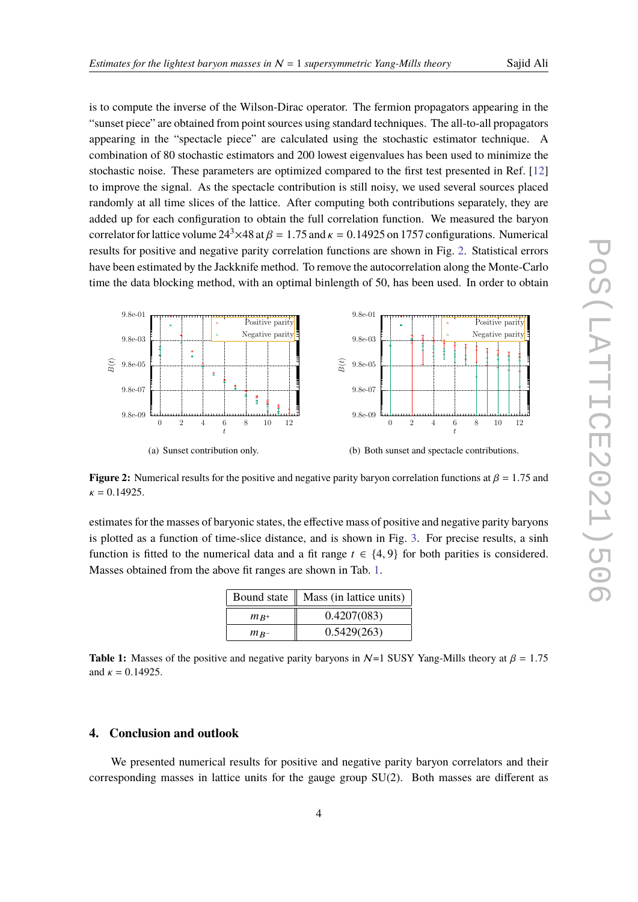is to compute the inverse of the Wilson-Dirac operator. The fermion propagators appearing in the "sunset piece" are obtained from point sources using standard techniques. The all-to-all propagators appearing in the "spectacle piece" are calculated using the stochastic estimator technique. A combination of 80 stochastic estimators and 200 lowest eigenvalues has been used to minimize the stochastic noise. These parameters are optimized compared to the first test presented in Ref. [12] to improve the signal. As the spectacle contribution is still noisy, we used several sources placed randomly at all time slices of the lattice. After computing both contributions separately, they are added up for each configuration to obtain the full correlation function. We measured the baryon correlator for lattice volume $24^3 \times 48$ at $\beta = 1.75$ and $\kappa = 0.14925$ on 1757 configurations. Numerical results for positive and negative parity correlation functions are shown in Fig. 2. Statistical errors have been estimated by the Jackknife method. To remove the autocorrelation along the Monte-Carlo time the data blocking method, with an optimal binlength of 50, has been used. In order to obtain

(a) Sunset contribution only.

(b) Both sunset and spectacle contributions.

**Figure 2:** Numerical results for the positive and negative parity baryon correlation functions at $\beta = 1.75$ and $\kappa = 0.14925$.

estimates for the masses of baryonic states, the effective mass of positive and negative parity baryons is plotted as a function of time-slice distance, and is shown in Fig. 3. For precise results, a sinh function is fitted to the numerical data and a fit range $t \in \{4, 9\}$ for both parities is considered. Masses obtained from the above fit ranges are shown in Tab. 1.

| Bound state | Mass (in lattice units) |
|---|---|
| $m_{B^+}$ | 0.4207(083) |
| $m_{B^-}$ | 0.5429(263) |

**Table 1:** Masses of the positive and negative parity baryons in $\mathcal{N}$=1 SUSY Yang-Mills theory at $\beta = 1.75$ and $\kappa = 0.14925$.

## 4. Conclusion and outlook

We presented numerical results for positive and negative parity baryon correlators and their corresponding masses in lattice units for the gauge group SU(2). Both masses are different as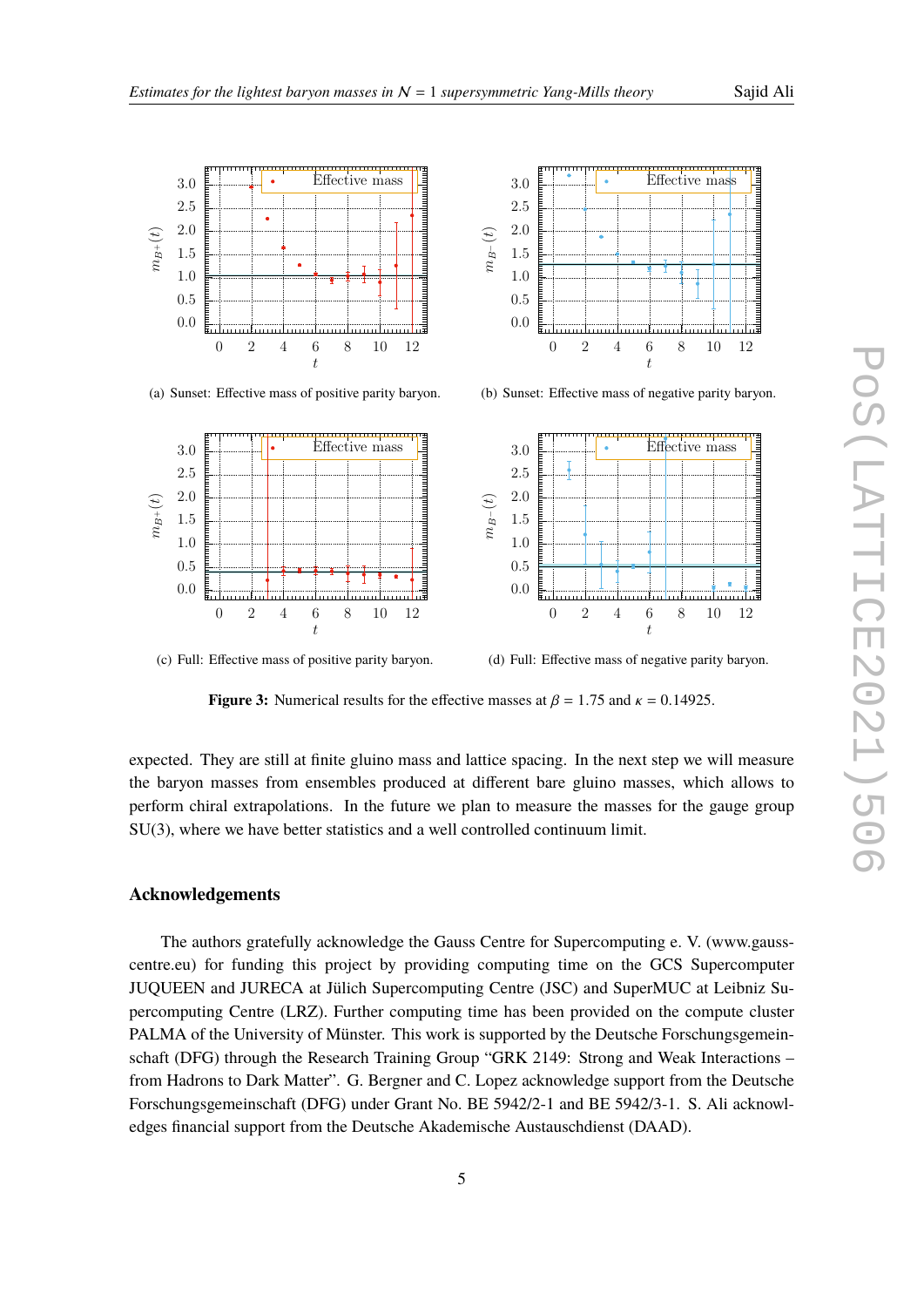(a) Sunset: Effective mass of positive parity baryon.

(b) Sunset: Effective mass of negative parity baryon.

(c) Full: Effective mass of positive parity baryon.

(d) Full: Effective mass of negative parity baryon.

**Figure 3:** Numerical results for the effective masses at $\beta = 1.75$ and $\kappa = 0.14925$.

expected. They are still at finite gluino mass and lattice spacing. In the next step we will measure the baryon masses from ensembles produced at different bare gluino masses, which allows to perform chiral extrapolations. In the future we plan to measure the masses for the gauge group SU(3), where we have better statistics and a well controlled continuum limit.

## Acknowledgements

The authors gratefully acknowledge the Gauss Centre for Supercomputing e. V. (www.gauss-centre.eu) for funding this project by providing computing time on the GCS Supercomputer JUQUEEN and JURECA at Jülich Supercomputing Centre (JSC) and SuperMUC at Leibniz Supercomputing Centre (LRZ). Further computing time has been provided on the compute cluster PALMA of the University of Münster. This work is supported by the Deutsche Forschungsgemeinschaft (DFG) through the Research Training Group "GRK 2149: Strong and Weak Interactions – from Hadrons to Dark Matter". G. Bergner and C. Lopez acknowledge support from the Deutsche Forschungsgemeinschaft (DFG) under Grant No. BE 5942/2-1 and BE 5942/3-1. S. Ali acknowledges financial support from the Deutsche Akademische Austauschdienst (DAAD).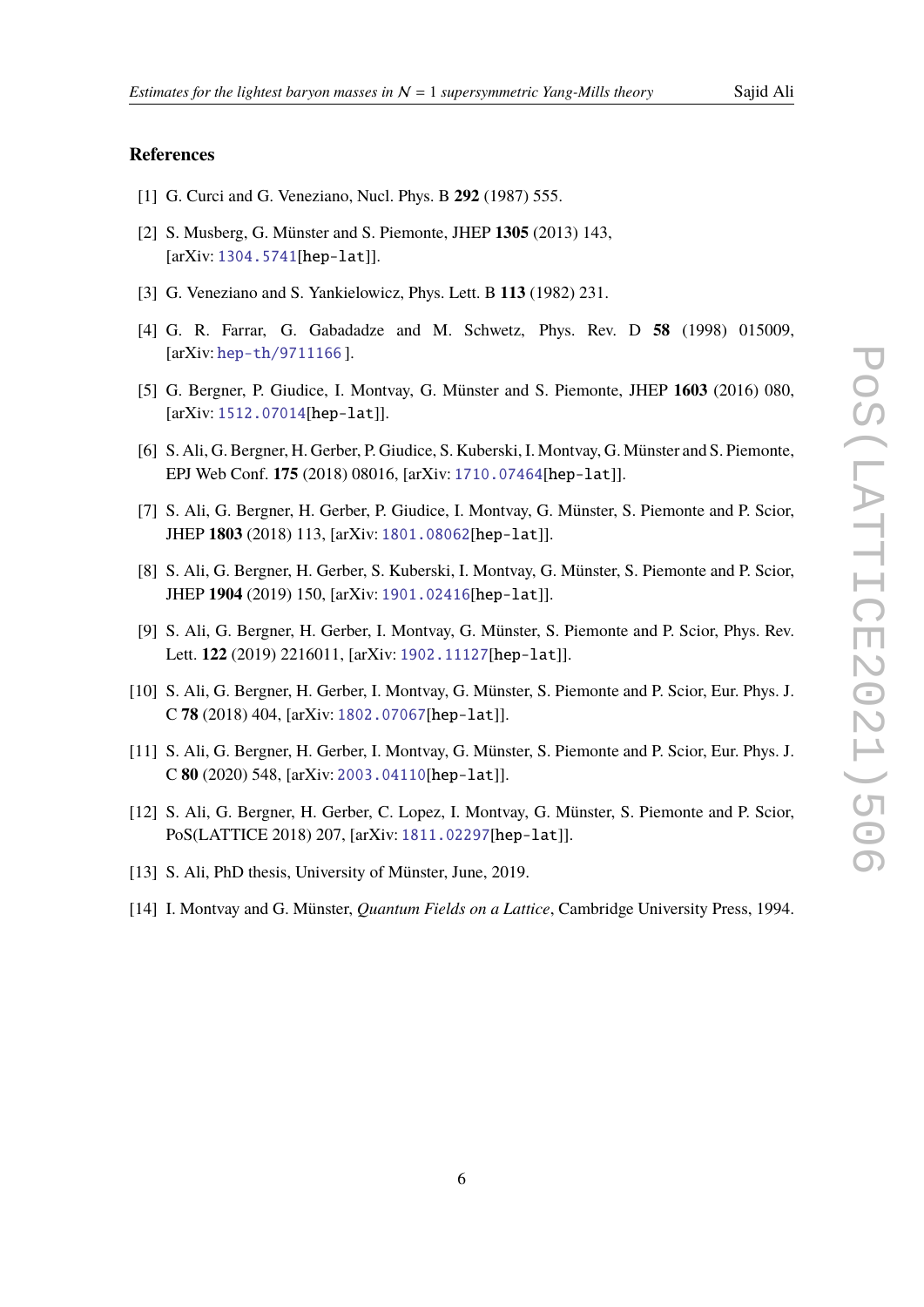## References

[1] G. Curci and G. Veneziano, Nucl. Phys. B **292** (1987) 555.

[2] S. Musberg, G. Münster and S. Piemonte, JHEP **1305** (2013) 143, [arXiv: 1304.5741[hep-lat]].

[3] G. Veneziano and S. Yankielowicz, Phys. Lett. B **113** (1982) 231.

[4] G. R. Farrar, G. Gabadadze and M. Schwetz, Phys. Rev. D **58** (1998) 015009, [arXiv: hep-th/9711166 ].

[5] G. Bergner, P. Giudice, I. Montvay, G. Münster and S. Piemonte, JHEP **1603** (2016) 080, [arXiv: 1512.07014[hep-lat]].

[6] S. Ali, G. Bergner, H. Gerber, P. Giudice, S. Kuberski, I. Montvay, G. Münster and S. Piemonte, EPJ Web Conf. **175** (2018) 08016, [arXiv: 1710.07464[hep-lat]].

[7] S. Ali, G. Bergner, H. Gerber, P. Giudice, I. Montvay, G. Münster, S. Piemonte and P. Scior, JHEP **1803** (2018) 113, [arXiv: 1801.08062[hep-lat]].

[8] S. Ali, G. Bergner, H. Gerber, S. Kuberski, I. Montvay, G. Münster, S. Piemonte and P. Scior, JHEP **1904** (2019) 150, [arXiv: 1901.02416[hep-lat]].

[9] S. Ali, G. Bergner, H. Gerber, I. Montvay, G. Münster, S. Piemonte and P. Scior, Phys. Rev. Lett. **122** (2019) 2216011, [arXiv: 1902.11127[hep-lat]].

[10] S. Ali, G. Bergner, H. Gerber, I. Montvay, G. Münster, S. Piemonte and P. Scior, Eur. Phys. J. C **78** (2018) 404, [arXiv: 1802.07067[hep-lat]].

[11] S. Ali, G. Bergner, H. Gerber, I. Montvay, G. Münster, S. Piemonte and P. Scior, Eur. Phys. J. C **80** (2020) 548, [arXiv: 2003.04110[hep-lat]].

[12] S. Ali, G. Bergner, H. Gerber, C. Lopez, I. Montvay, G. Münster, S. Piemonte and P. Scior, PoS(LATTICE 2018) 207, [arXiv: 1811.02297[hep-lat]].

[13] S. Ali, PhD thesis, University of Münster, June, 2019.

[14] I. Montvay and G. Münster, *Quantum Fields on a Lattice*, Cambridge University Press, 1994.